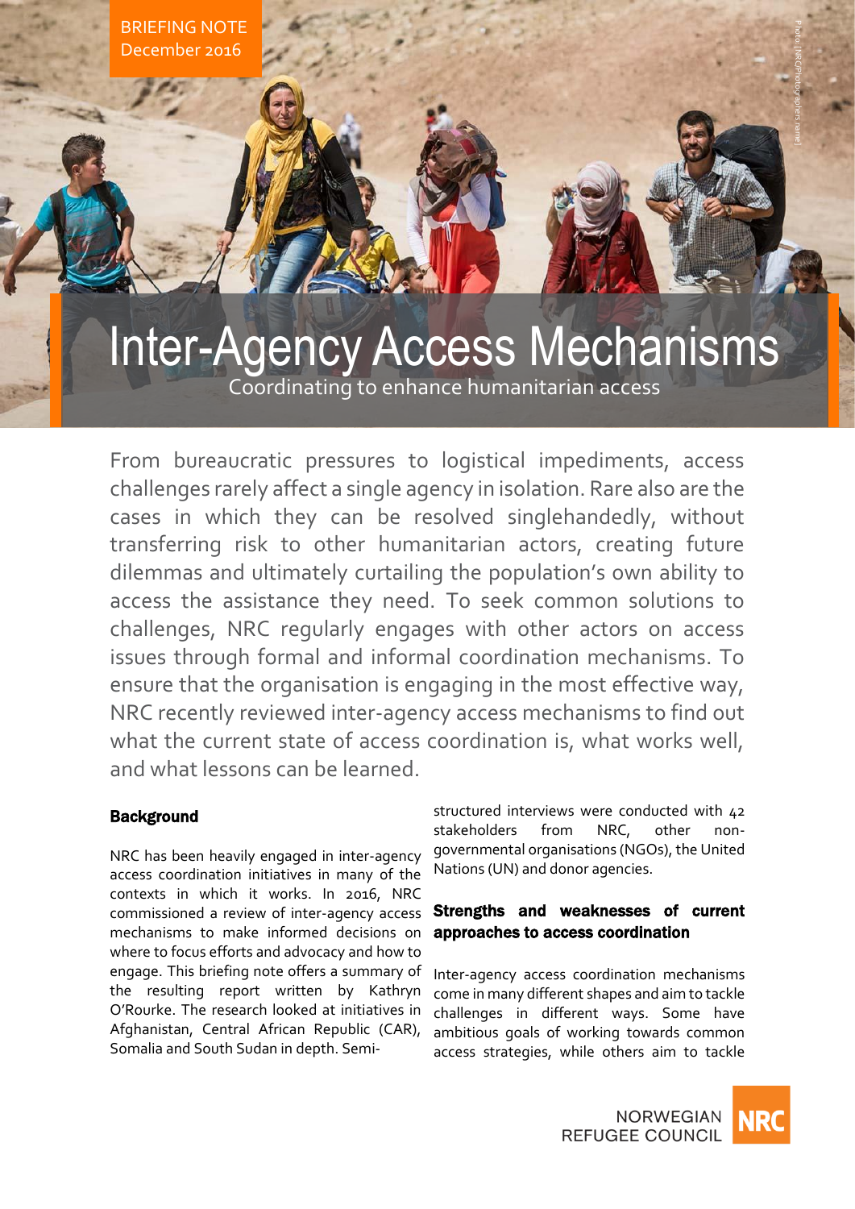BRIEFING NOTE
December 2016

# Inter-Agency Access Mechanisms

Coordinating to enhance humanitarian access

From bureaucratic pressures to logistical impediments, access challenges rarely affect a single agency in isolation. Rare also are the cases in which they can be resolved singlehandedly, without transferring risk to other humanitarian actors, creating future dilemmas and ultimately curtailing the population's own ability to access the assistance they need. To seek common solutions to challenges, NRC regularly engages with other actors on access issues through formal and informal coordination mechanisms. To ensure that the organisation is engaging in the most effective way, NRC recently reviewed inter-agency access mechanisms to find out what the current state of access coordination is, what works well, and what lessons can be learned.

## Background

NRC has been heavily engaged in inter-agency access coordination initiatives in many of the contexts in which it works. In 2016, NRC commissioned a review of inter-agency access mechanisms to make informed decisions on where to focus efforts and advocacy and how to engage. This briefing note offers a summary of the resulting report written by Kathryn O'Rourke. The research looked at initiatives in Afghanistan, Central African Republic (CAR), Somalia and South Sudan in depth. Semi-structured interviews were conducted with 42 stakeholders from NRC, other non-governmental organisations (NGOs), the United Nations (UN) and donor agencies.

## Strengths and weaknesses of current approaches to access coordination

Inter-agency access coordination mechanisms come in many different shapes and aim to tackle challenges in different ways. Some have ambitious goals of working towards common access strategies, while others aim to tackle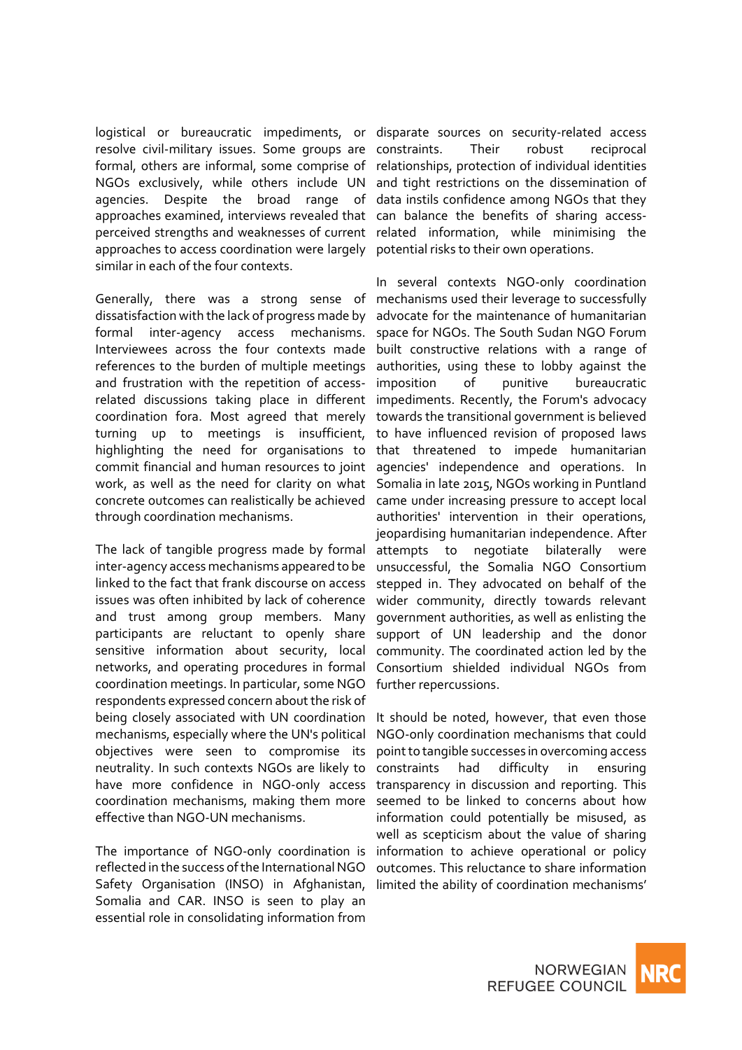logistical or bureaucratic impediments, or resolve civil-military issues. Some groups are formal, others are informal, some comprise of NGOs exclusively, while others include UN agencies. Despite the broad range of approaches examined, interviews revealed that perceived strengths and weaknesses of current approaches to access coordination were largely similar in each of the four contexts.

Generally, there was a strong sense of dissatisfaction with the lack of progress made by formal inter-agency access mechanisms. Interviewees across the four contexts made references to the burden of multiple meetings and frustration with the repetition of access-related discussions taking place in different coordination fora. Most agreed that merely turning up to meetings is insufficient, highlighting the need for organisations to commit financial and human resources to joint work, as well as the need for clarity on what concrete outcomes can realistically be achieved through coordination mechanisms.

The lack of tangible progress made by formal inter-agency access mechanisms appeared to be linked to the fact that frank discourse on access issues was often inhibited by lack of coherence and trust among group members. Many participants are reluctant to openly share sensitive information about security, local networks, and operating procedures in formal coordination meetings. In particular, some NGO respondents expressed concern about the risk of being closely associated with UN coordination mechanisms, especially where the UN's political objectives were seen to compromise its neutrality. In such contexts NGOs are likely to have more confidence in NGO-only access coordination mechanisms, making them more effective than NGO-UN mechanisms.

The importance of NGO-only coordination is reflected in the success of the International NGO Safety Organisation (INSO) in Afghanistan, Somalia and CAR. INSO is seen to play an essential role in consolidating information from disparate sources on security-related access constraints. Their robust reciprocal relationships, protection of individual identities and tight restrictions on the dissemination of data instils confidence among NGOs that they can balance the benefits of sharing access-related information, while minimising the potential risks to their own operations.

In several contexts NGO-only coordination mechanisms used their leverage to successfully advocate for the maintenance of humanitarian space for NGOs. The South Sudan NGO Forum built constructive relations with a range of authorities, using these to lobby against the imposition of punitive bureaucratic impediments. Recently, the Forum's advocacy towards the transitional government is believed to have influenced revision of proposed laws that threatened to impede humanitarian agencies' independence and operations. In Somalia in late 2015, NGOs working in Puntland came under increasing pressure to accept local authorities' intervention in their operations, jeopardising humanitarian independence. After attempts to negotiate bilaterally were unsuccessful, the Somalia NGO Consortium stepped in. They advocated on behalf of the wider community, directly towards relevant government authorities, as well as enlisting the support of UN leadership and the donor community. The coordinated action led by the Consortium shielded individual NGOs from further repercussions.

It should be noted, however, that even those NGO-only coordination mechanisms that could point to tangible successes in overcoming access constraints had difficulty in ensuring transparency in discussion and reporting. This seemed to be linked to concerns about how information could potentially be misused, as well as scepticism about the value of sharing information to achieve operational or policy outcomes. This reluctance to share information limited the ability of coordination mechanisms'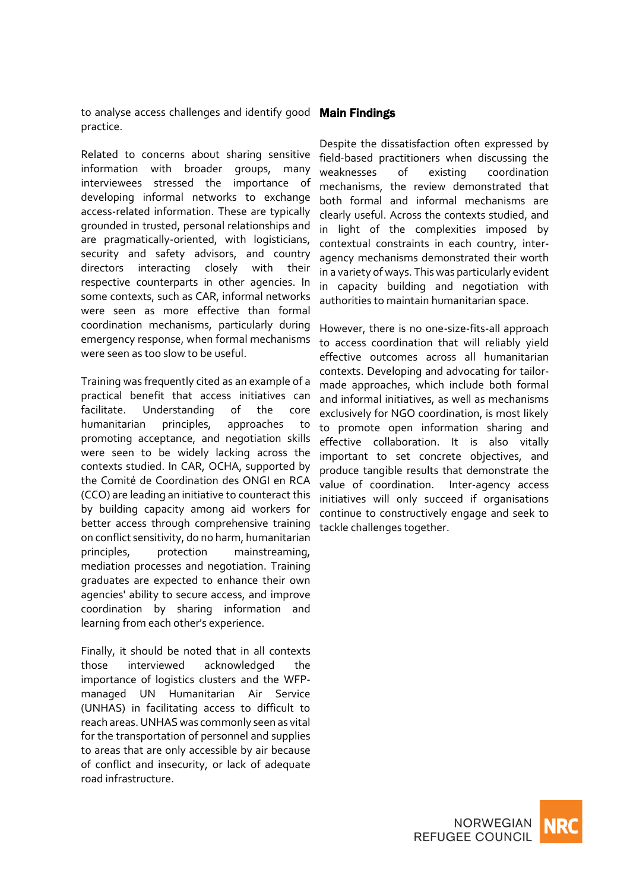to analyse access challenges and identify good practice.

Related to concerns about sharing sensitive information with broader groups, many interviewees stressed the importance of developing informal networks to exchange access-related information. These are typically grounded in trusted, personal relationships and are pragmatically-oriented, with logisticians, security and safety advisors, and country directors interacting closely with their respective counterparts in other agencies. In some contexts, such as CAR, informal networks were seen as more effective than formal coordination mechanisms, particularly during emergency response, when formal mechanisms were seen as too slow to be useful.

Training was frequently cited as an example of a practical benefit that access initiatives can facilitate. Understanding of the core humanitarian principles, approaches to promoting acceptance, and negotiation skills were seen to be widely lacking across the contexts studied. In CAR, OCHA, supported by the Comité de Coordination des ONGI en RCA (CCO) are leading an initiative to counteract this by building capacity among aid workers for better access through comprehensive training on conflict sensitivity, do no harm, humanitarian principles, protection mainstreaming, mediation processes and negotiation. Training graduates are expected to enhance their own agencies' ability to secure access, and improve coordination by sharing information and learning from each other's experience.

Finally, it should be noted that in all contexts those interviewed acknowledged the importance of logistics clusters and the WFP-managed UN Humanitarian Air Service (UNHAS) in facilitating access to difficult to reach areas. UNHAS was commonly seen as vital for the transportation of personnel and supplies to areas that are only accessible by air because of conflict and insecurity, or lack of adequate road infrastructure.

## Main Findings

Despite the dissatisfaction often expressed by field-based practitioners when discussing the weaknesses of existing coordination mechanisms, the review demonstrated that both formal and informal mechanisms are clearly useful. Across the contexts studied, and in light of the complexities imposed by contextual constraints in each country, inter-agency mechanisms demonstrated their worth in a variety of ways. This was particularly evident in capacity building and negotiation with authorities to maintain humanitarian space.

However, there is no one-size-fits-all approach to access coordination that will reliably yield effective outcomes across all humanitarian contexts. Developing and advocating for tailor-made approaches, which include both formal and informal initiatives, as well as mechanisms exclusively for NGO coordination, is most likely to promote open information sharing and effective collaboration. It is also vitally important to set concrete objectives, and produce tangible results that demonstrate the value of coordination. Inter-agency access initiatives will only succeed if organisations continue to constructively engage and seek to tackle challenges together.